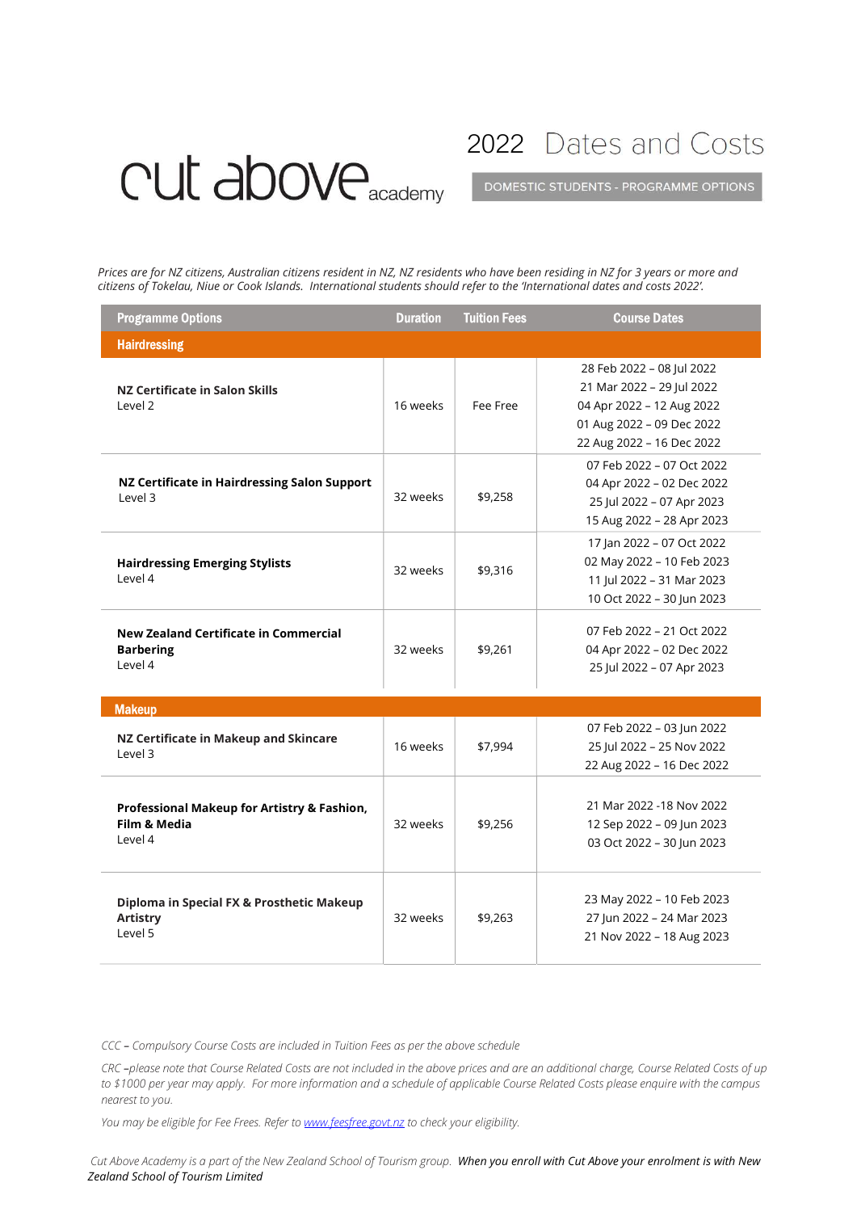# cut above academy

## 2022 Dates and Costs

DOMESTIC STUDENTS - PROGRAMME OPTIONS

*Prices are for NZ citizens, Australian citizens resident in NZ, NZ residents who have been residing in NZ for 3 years or more and citizens of Tokelau, Niue or Cook Islands. International students should refer to the 'International dates and costs 2022'.*

| Programme Options | Duration | Tuition Fees | Course Dates |
|---|---|---|---|
| **Hairdressing** | | | |
| **NZ Certificate in Salon Skills** Level 2 | 16 weeks | Fee Free | 28 Feb 2022 – 08 Jul 2022<br>21 Mar 2022 – 29 Jul 2022<br>04 Apr 2022 – 12 Aug 2022<br>01 Aug 2022 – 09 Dec 2022<br>22 Aug 2022 – 16 Dec 2022 |
| **NZ Certificate in Hairdressing Salon Support** Level 3 | 32 weeks | $9,258 | 07 Feb 2022 – 07 Oct 2022<br>04 Apr 2022 – 02 Dec 2022<br>25 Jul 2022 – 07 Apr 2023<br>15 Aug 2022 – 28 Apr 2023 |
| **Hairdressing Emerging Stylists** Level 4 | 32 weeks | $9,316 | 17 Jan 2022 – 07 Oct 2022<br>02 May 2022 – 10 Feb 2023<br>11 Jul 2022 – 31 Mar 2023<br>10 Oct 2022 – 30 Jun 2023 |
| **New Zealand Certificate in Commercial Barbering** Level 4 | 32 weeks | $9,261 | 07 Feb 2022 – 21 Oct 2022<br>04 Apr 2022 – 02 Dec 2022<br>25 Jul 2022 – 07 Apr 2023 |
| **Makeup** | | | |
| **NZ Certificate in Makeup and Skincare** Level 3 | 16 weeks | $7,994 | 07 Feb 2022 – 03 Jun 2022<br>25 Jul 2022 – 25 Nov 2022<br>22 Aug 2022 – 16 Dec 2022 |
| **Professional Makeup for Artistry & Fashion, Film & Media** Level 4 | 32 weeks | $9,256 | 21 Mar 2022 -18 Nov 2022<br>12 Sep 2022 – 09 Jun 2023<br>03 Oct 2022 – 30 Jun 2023 |
| **Diploma in Special FX & Prosthetic Makeup Artistry** Level 5 | 32 weeks | $9,263 | 23 May 2022 – 10 Feb 2023<br>27 Jun 2022 – 24 Mar 2023<br>21 Nov 2022 – 18 Aug 2023 |

*CCC – Compulsory Course Costs are included in Tuition Fees as per the above schedule*

*CRC –please note that Course Related Costs are not included in the above prices and are an additional charge, Course Related Costs of up to $1000 per year may apply. For more information and a schedule of applicable Course Related Costs please enquire with the campus nearest to you.*

*You may be eligible for Fee Frees. Refer to [www.feesfree.govt.nz](http://www.feesfree.govt.nz) to check your eligibility.*

*Cut Above Academy is a part of the New Zealand School of Tourism group.* ***When you enroll with Cut Above your enrolment is with New Zealand School of Tourism Limited***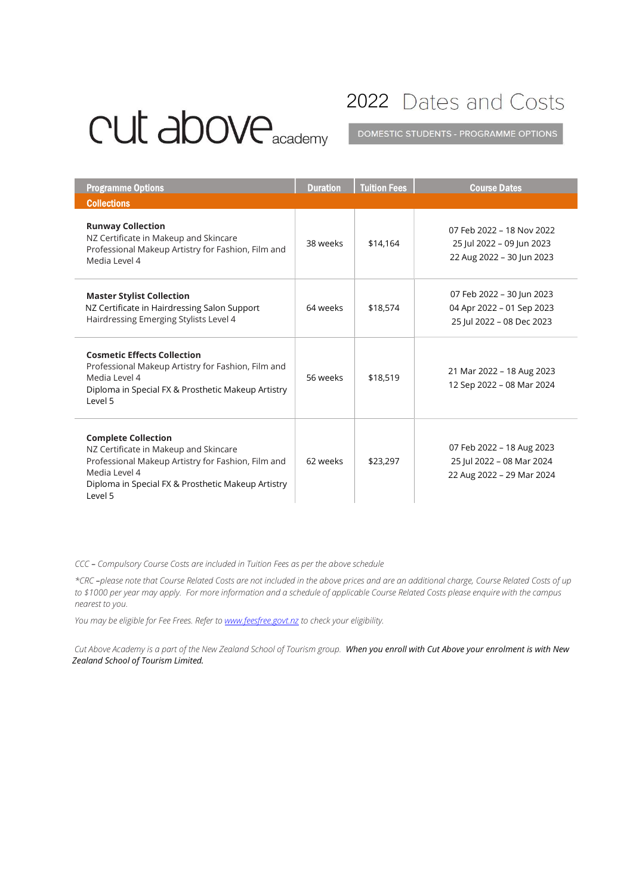cut above academy

# 2022 Dates and Costs

DOMESTIC STUDENTS - PROGRAMME OPTIONS

| Programme Options | Duration | Tuition Fees | Course Dates |
|---|---|---|---|
| **Collections** | | | |
| **Runway Collection**<br>NZ Certificate in Makeup and Skincare<br>Professional Makeup Artistry for Fashion, Film and Media Level 4 | 38 weeks | $14,164 | 07 Feb 2022 – 18 Nov 2022<br>25 Jul 2022 – 09 Jun 2023<br>22 Aug 2022 – 30 Jun 2023 |
| **Master Stylist Collection**<br>NZ Certificate in Hairdressing Salon Support<br>Hairdressing Emerging Stylists Level 4 | 64 weeks | $18,574 | 07 Feb 2022 – 30 Jun 2023<br>04 Apr 2022 – 01 Sep 2023<br>25 Jul 2022 – 08 Dec 2023 |
| **Cosmetic Effects Collection**<br>Professional Makeup Artistry for Fashion, Film and Media Level 4<br>Diploma in Special FX & Prosthetic Makeup Artistry Level 5 | 56 weeks | $18,519 | 21 Mar 2022 – 18 Aug 2023<br>12 Sep 2022 – 08 Mar 2024 |
| **Complete Collection**<br>NZ Certificate in Makeup and Skincare<br>Professional Makeup Artistry for Fashion, Film and Media Level 4<br>Diploma in Special FX & Prosthetic Makeup Artistry Level 5 | 62 weeks | $23,297 | 07 Feb 2022 – 18 Aug 2023<br>25 Jul 2022 – 08 Mar 2024<br>22 Aug 2022 – 29 Mar 2024 |

*CCC – Compulsory Course Costs are included in Tuition Fees as per the above schedule*

*\*CRC –please note that Course Related Costs are not included in the above prices and are an additional charge, Course Related Costs of up to $1000 per year may apply. For more information and a schedule of applicable Course Related Costs please enquire with the campus nearest to you.*

*You may be eligible for Fee Frees. Refer to www.feesfree.govt.nz to check your eligibility.*

*Cut Above Academy is a part of the New Zealand School of Tourism group.* ***When you enroll with Cut Above your enrolment is with New Zealand School of Tourism Limited.***